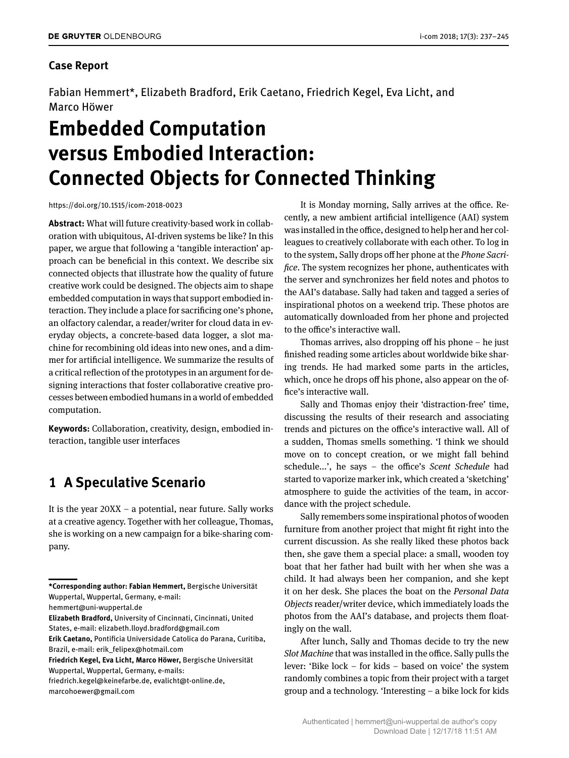**Case Report**

Fabian Hemmert*, Elizabeth Bradford, Erik Caetano, Friedrich Kegel, Eva Licht, and Marco Höwer

# Embedded Computation versus Embodied Interaction: Connected Objects for Connected Thinking

https://doi.org/10.1515/icom-2018-0023

**Abstract:** What will future creativity-based work in collaboration with ubiquitous, AI-driven systems be like? In this paper, we argue that following a 'tangible interaction' approach can be beneficial in this context. We describe six connected objects that illustrate how the quality of future creative work could be designed. The objects aim to shape embedded computation in ways that support embodied interaction. They include a place for sacrificing one's phone, an olfactory calendar, a reader/writer for cloud data in everyday objects, a concrete-based data logger, a slot machine for recombining old ideas into new ones, and a dimmer for artificial intelligence. We summarize the results of a critical reflection of the prototypes in an argument for designing interactions that foster collaborative creative processes between embodied humans in a world of embedded computation.

**Keywords:** Collaboration, creativity, design, embodied interaction, tangible user interfaces

## 1 A Speculative Scenario

It is the year 20XX – a potential, near future. Sally works at a creative agency. Together with her colleague, Thomas, she is working on a new campaign for a bike-sharing company.

It is Monday morning, Sally arrives at the office. Recently, a new ambient artificial intelligence (AAI) system was installed in the office, designed to help her and her colleagues to creatively collaborate with each other. To log in to the system, Sally drops off her phone at the *Phone Sacrifice*. The system recognizes her phone, authenticates with the server and synchronizes her field notes and photos to the AAI's database. Sally had taken and tagged a series of inspirational photos on a weekend trip. These photos are automatically downloaded from her phone and projected to the office's interactive wall.

Thomas arrives, also dropping off his phone – he just finished reading some articles about worldwide bike sharing trends. He had marked some parts in the articles, which, once he drops off his phone, also appear on the office's interactive wall.

Sally and Thomas enjoy their 'distraction-free' time, discussing the results of their research and associating trends and pictures on the office's interactive wall. All of a sudden, Thomas smells something. 'I think we should move on to concept creation, or we might fall behind schedule...', he says – the office's *Scent Schedule* had started to vaporize marker ink, which created a 'sketching' atmosphere to guide the activities of the team, in accordance with the project schedule.

Sally remembers some inspirational photos of wooden furniture from another project that might fit right into the current discussion. As she really liked these photos back then, she gave them a special place: a small, wooden toy boat that her father had built with her when she was a child. It had always been her companion, and she kept it on her desk. She places the boat on the *Personal Data Objects* reader/writer device, which immediately loads the photos from the AAI's database, and projects them floatingly on the wall.

After lunch, Sally and Thomas decide to try the new *Slot Machine* that was installed in the office. Sally pulls the lever: 'Bike lock – for kids – based on voice' the system randomly combines a topic from their project with a target group and a technology. 'Interesting – a bike lock for kids

---

***Corresponding author: Fabian Hemmert,** Bergische Universität Wuppertal, Wuppertal, Germany, e-mail: hemmert@uni-wuppertal.de
**Elizabeth Bradford,** University of Cincinnati, Cincinnati, United States, e-mail: elizabeth.lloyd.bradford@gmail.com
**Erik Caetano,** Pontificia Universidade Catolica do Parana, Curitiba, Brazil, e-mail: erik_felipex@hotmail.com
**Friedrich Kegel, Eva Licht, Marco Höwer,** Bergische Universität Wuppertal, Wuppertal, Germany, e-mails: friedrich.kegel@keinefarbe.de, evalicht@t-online.de, marcohoewer@gmail.com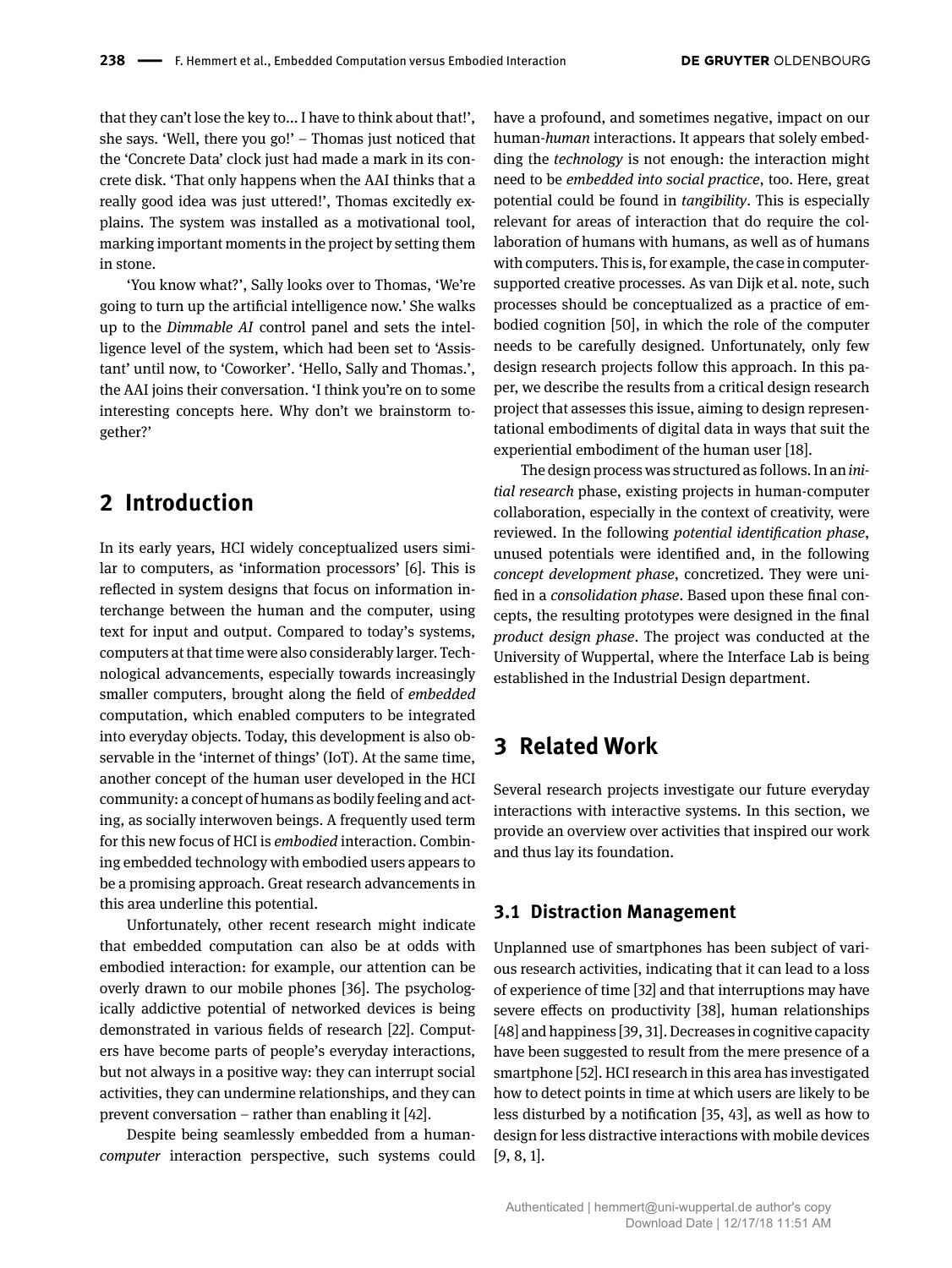that they can't lose the key to... I have to think about that!', she says. 'Well, there you go!' – Thomas just noticed that the 'Concrete Data' clock just had made a mark in its concrete disk. 'That only happens when the AAI thinks that a really good idea was just uttered!', Thomas excitedly explains. The system was installed as a motivational tool, marking important moments in the project by setting them in stone.

'You know what?', Sally looks over to Thomas, 'We're going to turn up the artificial intelligence now.' She walks up to the *Dimmable AI* control panel and sets the intelligence level of the system, which had been set to 'Assistant' until now, to 'Coworker'. 'Hello, Sally and Thomas.', the AAI joins their conversation. 'I think you're on to some interesting concepts here. Why don't we brainstorm together?'

## 2 Introduction

In its early years, HCI widely conceptualized users similar to computers, as 'information processors' [6]. This is reflected in system designs that focus on information interchange between the human and the computer, using text for input and output. Compared to today's systems, computers at that time were also considerably larger. Technological advancements, especially towards increasingly smaller computers, brought along the field of *embedded* computation, which enabled computers to be integrated into everyday objects. Today, this development is also observable in the 'internet of things' (IoT). At the same time, another concept of the human user developed in the HCI community: a concept of humans as bodily feeling and acting, as socially interwoven beings. A frequently used term for this new focus of HCI is *embodied* interaction. Combining embedded technology with embodied users appears to be a promising approach. Great research advancements in this area underline this potential.

Unfortunately, other recent research might indicate that embedded computation can also be at odds with embodied interaction: for example, our attention can be overly drawn to our mobile phones [36]. The psychologically addictive potential of networked devices is being demonstrated in various fields of research [22]. Computers have become parts of people's everyday interactions, but not always in a positive way: they can interrupt social activities, they can undermine relationships, and they can prevent conversation – rather than enabling it [42].

Despite being seamlessly embedded from a human-*computer* interaction perspective, such systems could have a profound, and sometimes negative, impact on our human-*human* interactions. It appears that solely embedding the *technology* is not enough: the interaction might need to be *embedded into social practice*, too. Here, great potential could be found in *tangibility*. This is especially relevant for areas of interaction that do require the collaboration of humans with humans, as well as of humans with computers. This is, for example, the case in computer-supported creative processes. As van Dijk et al. note, such processes should be conceptualized as a practice of embodied cognition [50], in which the role of the computer needs to be carefully designed. Unfortunately, only few design research projects follow this approach. In this paper, we describe the results from a critical design research project that assesses this issue, aiming to design representational embodiments of digital data in ways that suit the experiential embodiment of the human user [18].

The design process was structured as follows. In an *initial research* phase, existing projects in human-computer collaboration, especially in the context of creativity, were reviewed. In the following *potential identification phase*, unused potentials were identified and, in the following *concept development phase*, concretized. They were unified in a *consolidation phase*. Based upon these final concepts, the resulting prototypes were designed in the final *product design phase*. The project was conducted at the University of Wuppertal, where the Interface Lab is being established in the Industrial Design department.

## 3 Related Work

Several research projects investigate our future everyday interactions with interactive systems. In this section, we provide an overview over activities that inspired our work and thus lay its foundation.

### 3.1 Distraction Management

Unplanned use of smartphones has been subject of various research activities, indicating that it can lead to a loss of experience of time [32] and that interruptions may have severe effects on productivity [38], human relationships [48] and happiness [39, 31]. Decreases in cognitive capacity have been suggested to result from the mere presence of a smartphone [52]. HCI research in this area has investigated how to detect points in time at which users are likely to be less disturbed by a notification [35, 43], as well as how to design for less distractive interactions with mobile devices [9, 8, 1].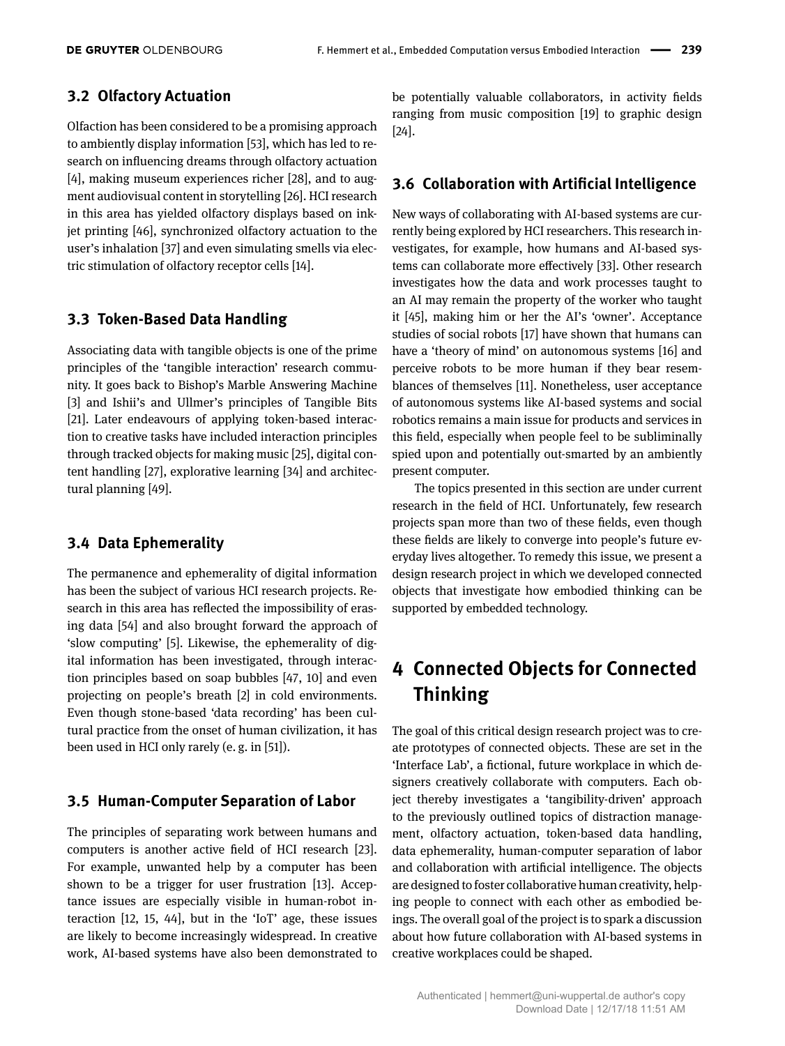### 3.2 Olfactory Actuation

Olfaction has been considered to be a promising approach to ambiently display information [53], which has led to research on influencing dreams through olfactory actuation [4], making museum experiences richer [28], and to augment audiovisual content in storytelling [26]. HCI research in this area has yielded olfactory displays based on inkjet printing [46], synchronized olfactory actuation to the user's inhalation [37] and even simulating smells via electric stimulation of olfactory receptor cells [14].

### 3.3 Token-Based Data Handling

Associating data with tangible objects is one of the prime principles of the 'tangible interaction' research community. It goes back to Bishop's Marble Answering Machine [3] and Ishii's and Ullmer's principles of Tangible Bits [21]. Later endeavours of applying token-based interaction to creative tasks have included interaction principles through tracked objects for making music [25], digital content handling [27], explorative learning [34] and architectural planning [49].

### 3.4 Data Ephemerality

The permanence and ephemerality of digital information has been the subject of various HCI research projects. Research in this area has reflected the impossibility of erasing data [54] and also brought forward the approach of 'slow computing' [5]. Likewise, the ephemerality of digital information has been investigated, through interaction principles based on soap bubbles [47, 10] and even projecting on people's breath [2] in cold environments. Even though stone-based 'data recording' has been cultural practice from the onset of human civilization, it has been used in HCI only rarely (e. g. in [51]).

### 3.5 Human-Computer Separation of Labor

The principles of separating work between humans and computers is another active field of HCI research [23]. For example, unwanted help by a computer has been shown to be a trigger for user frustration [13]. Acceptance issues are especially visible in human-robot interaction [12, 15, 44], but in the 'IoT' age, these issues are likely to become increasingly widespread. In creative work, AI-based systems have also been demonstrated to be potentially valuable collaborators, in activity fields ranging from music composition [19] to graphic design [24].

### 3.6 Collaboration with Artificial Intelligence

New ways of collaborating with AI-based systems are currently being explored by HCI researchers. This research investigates, for example, how humans and AI-based systems can collaborate more effectively [33]. Other research investigates how the data and work processes taught to an AI may remain the property of the worker who taught it [45], making him or her the AI's 'owner'. Acceptance studies of social robots [17] have shown that humans can have a 'theory of mind' on autonomous systems [16] and perceive robots to be more human if they bear resemblances of themselves [11]. Nonetheless, user acceptance of autonomous systems like AI-based systems and social robotics remains a main issue for products and services in this field, especially when people feel to be subliminally spied upon and potentially out-smarted by an ambiently present computer.

The topics presented in this section are under current research in the field of HCI. Unfortunately, few research projects span more than two of these fields, even though these fields are likely to converge into people's future everyday lives altogether. To remedy this issue, we present a design research project in which we developed connected objects that investigate how embodied thinking can be supported by embedded technology.

## 4 Connected Objects for Connected Thinking

The goal of this critical design research project was to create prototypes of connected objects. These are set in the 'Interface Lab', a fictional, future workplace in which designers creatively collaborate with computers. Each object thereby investigates a 'tangibility-driven' approach to the previously outlined topics of distraction management, olfactory actuation, token-based data handling, data ephemerality, human-computer separation of labor and collaboration with artificial intelligence. The objects are designed to foster collaborative human creativity, helping people to connect with each other as embodied beings. The overall goal of the project is to spark a discussion about how future collaboration with AI-based systems in creative workplaces could be shaped.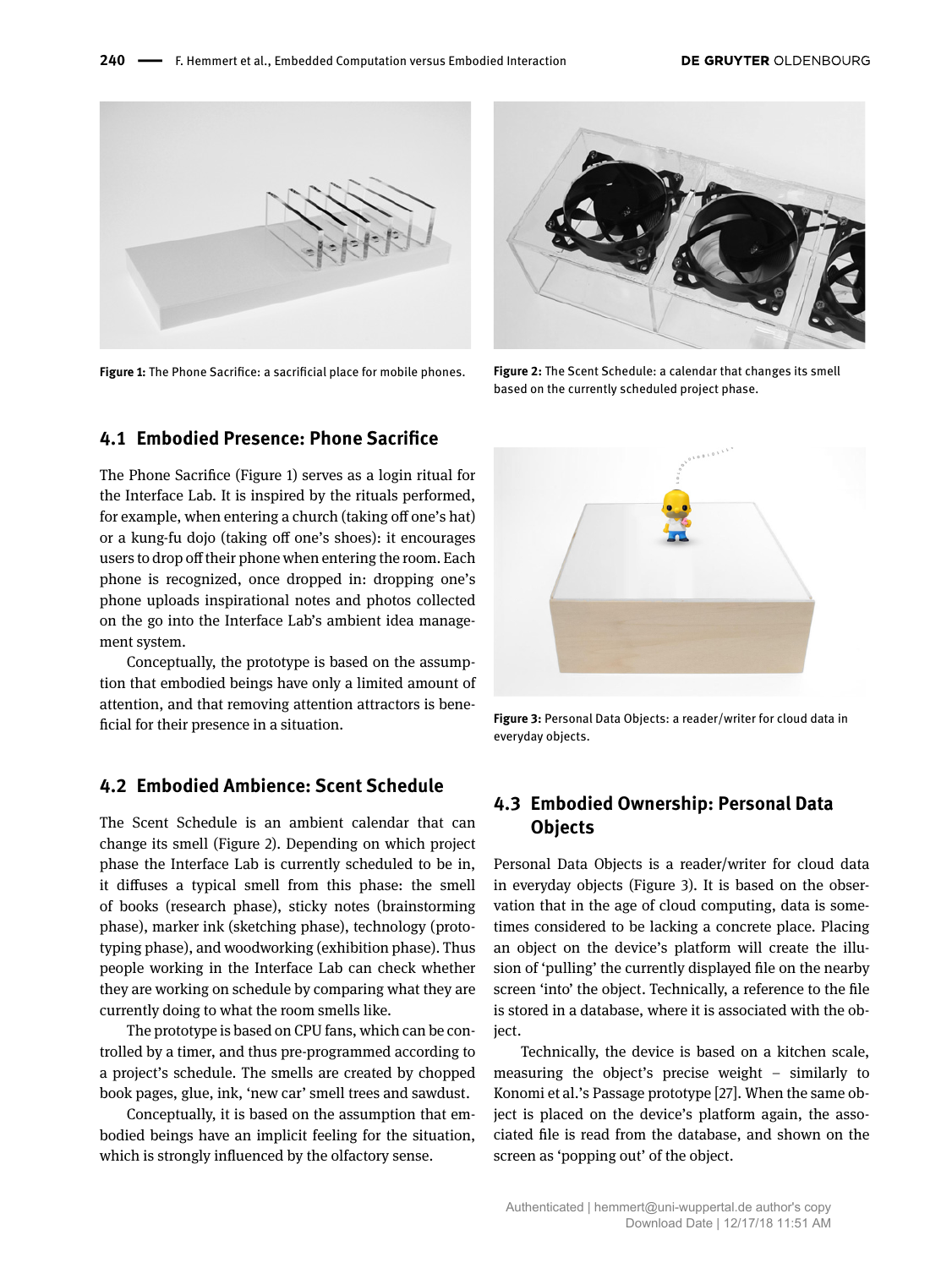Figure 1: The Phone Sacrifice: a sacrificial place for mobile phones.

Figure 2: The Scent Schedule: a calendar that changes its smell based on the currently scheduled project phase.

## 4.1 Embodied Presence: Phone Sacrifice

The Phone Sacrifice (Figure 1) serves as a login ritual for the Interface Lab. It is inspired by the rituals performed, for example, when entering a church (taking off one's hat) or a kung-fu dojo (taking off one's shoes): it encourages users to drop off their phone when entering the room. Each phone is recognized, once dropped in: dropping one's phone uploads inspirational notes and photos collected on the go into the Interface Lab's ambient idea management system.

Conceptually, the prototype is based on the assumption that embodied beings have only a limited amount of attention, and that removing attention attractors is beneficial for their presence in a situation.

## 4.2 Embodied Ambience: Scent Schedule

The Scent Schedule is an ambient calendar that can change its smell (Figure 2). Depending on which project phase the Interface Lab is currently scheduled to be in, it diffuses a typical smell from this phase: the smell of books (research phase), sticky notes (brainstorming phase), marker ink (sketching phase), technology (prototyping phase), and woodworking (exhibition phase). Thus people working in the Interface Lab can check whether they are working on schedule by comparing what they are currently doing to what the room smells like.

The prototype is based on CPU fans, which can be controlled by a timer, and thus pre-programmed according to a project's schedule. The smells are created by chopped book pages, glue, ink, 'new car' smell trees and sawdust.

Conceptually, it is based on the assumption that embodied beings have an implicit feeling for the situation, which is strongly influenced by the olfactory sense.

Figure 3: Personal Data Objects: a reader/writer for cloud data in everyday objects.

## 4.3 Embodied Ownership: Personal Data Objects

Personal Data Objects is a reader/writer for cloud data in everyday objects (Figure 3). It is based on the observation that in the age of cloud computing, data is sometimes considered to be lacking a concrete place. Placing an object on the device's platform will create the illusion of 'pulling' the currently displayed file on the nearby screen 'into' the object. Technically, a reference to the file is stored in a database, where it is associated with the object.

Technically, the device is based on a kitchen scale, measuring the object's precise weight – similarly to Konomi et al.'s Passage prototype [27]. When the same object is placed on the device's platform again, the associated file is read from the database, and shown on the screen as 'popping out' of the object.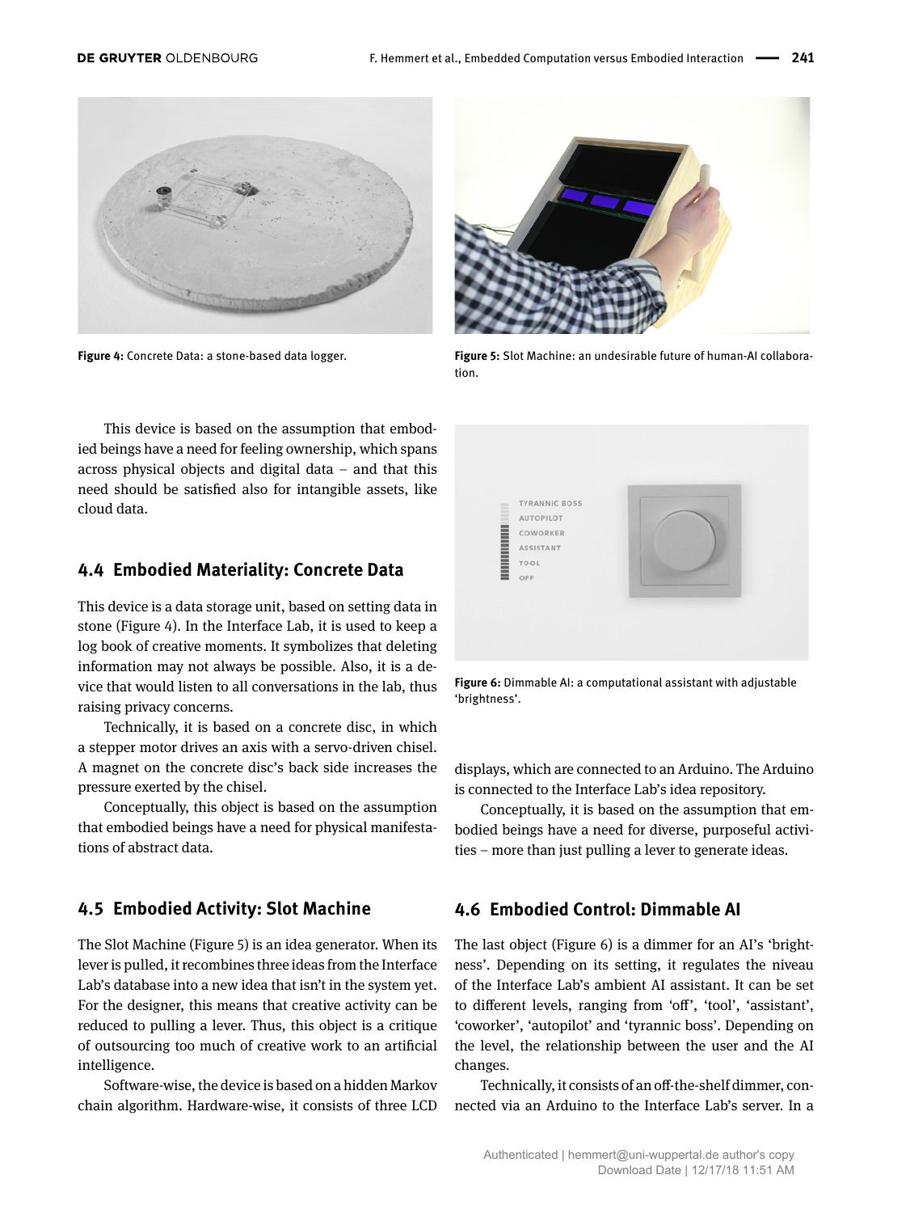Figure 4: Concrete Data: a stone-based data logger.

Figure 5: Slot Machine: an undesirable future of human-AI collaboration.

This device is based on the assumption that embodied beings have a need for feeling ownership, which spans across physical objects and digital data – and that this need should be satisfied also for intangible assets, like cloud data.

## 4.4 Embodied Materiality: Concrete Data

This device is a data storage unit, based on setting data in stone (Figure 4). In the Interface Lab, it is used to keep a log book of creative moments. It symbolizes that deleting information may not always be possible. Also, it is a device that would listen to all conversations in the lab, thus raising privacy concerns.

Technically, it is based on a concrete disc, in which a stepper motor drives an axis with a servo-driven chisel. A magnet on the concrete disc's back side increases the pressure exerted by the chisel.

Conceptually, this object is based on the assumption that embodied beings have a need for physical manifestations of abstract data.

## 4.5 Embodied Activity: Slot Machine

The Slot Machine (Figure 5) is an idea generator. When its lever is pulled, it recombines three ideas from the Interface Lab's database into a new idea that isn't in the system yet. For the designer, this means that creative activity can be reduced to pulling a lever. Thus, this object is a critique of outsourcing too much of creative work to an artificial intelligence.

Software-wise, the device is based on a hidden Markov chain algorithm. Hardware-wise, it consists of three LCD displays, which are connected to an Arduino. The Arduino is connected to the Interface Lab's idea repository.

Conceptually, it is based on the assumption that embodied beings have a need for diverse, purposeful activities – more than just pulling a lever to generate ideas.

Figure 6: Dimmable AI: a computational assistant with adjustable 'brightness'.

## 4.6 Embodied Control: Dimmable AI

The last object (Figure 6) is a dimmer for an AI's 'brightness'. Depending on its setting, it regulates the niveau of the Interface Lab's ambient AI assistant. It can be set to different levels, ranging from 'off', 'tool', 'assistant', 'coworker', 'autopilot' and 'tyrannic boss'. Depending on the level, the relationship between the user and the AI changes.

Technically, it consists of an off-the-shelf dimmer, connected via an Arduino to the Interface Lab's server. In a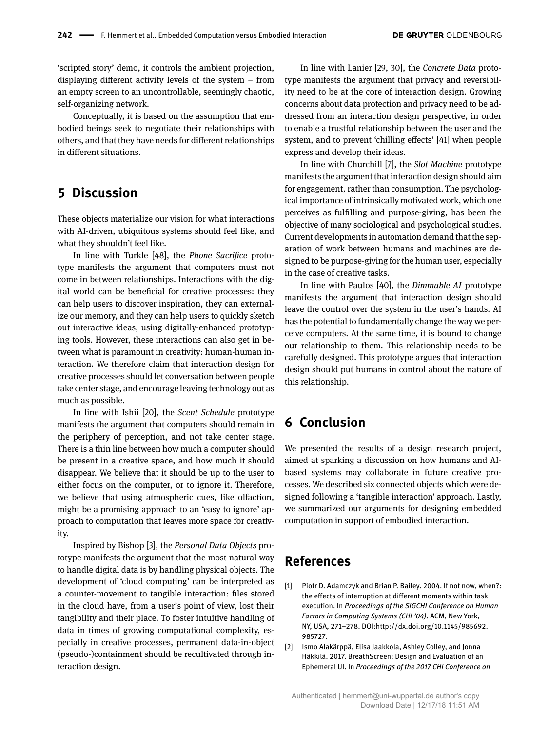'scripted story' demo, it controls the ambient projection, displaying different activity levels of the system – from an empty screen to an uncontrollable, seemingly chaotic, self-organizing network.

Conceptually, it is based on the assumption that embodied beings seek to negotiate their relationships with others, and that they have needs for different relationships in different situations.

## 5 Discussion

These objects materialize our vision for what interactions with AI-driven, ubiquitous systems should feel like, and what they shouldn't feel like.

In line with Turkle [48], the *Phone Sacrifice* prototype manifests the argument that computers must not come in between relationships. Interactions with the digital world can be beneficial for creative processes: they can help users to discover inspiration, they can externalize our memory, and they can help users to quickly sketch out interactive ideas, using digitally-enhanced prototyping tools. However, these interactions can also get in between what is paramount in creativity: human-human interaction. We therefore claim that interaction design for creative processes should let conversation between people take center stage, and encourage leaving technology out as much as possible.

In line with Ishii [20], the *Scent Schedule* prototype manifests the argument that computers should remain in the periphery of perception, and not take center stage. There is a thin line between how much a computer should be present in a creative space, and how much it should disappear. We believe that it should be up to the user to either focus on the computer, or to ignore it. Therefore, we believe that using atmospheric cues, like olfaction, might be a promising approach to an 'easy to ignore' approach to computation that leaves more space for creativity.

Inspired by Bishop [3], the *Personal Data Objects* prototype manifests the argument that the most natural way to handle digital data is by handling physical objects. The development of 'cloud computing' can be interpreted as a counter-movement to tangible interaction: files stored in the cloud have, from a user's point of view, lost their tangibility and their place. To foster intuitive handling of data in times of growing computational complexity, especially in creative processes, permanent data-in-object (pseudo-)containment should be recultivated through interaction design.

In line with Lanier [29, 30], the *Concrete Data* prototype manifests the argument that privacy and reversibility need to be at the core of interaction design. Growing concerns about data protection and privacy need to be addressed from an interaction design perspective, in order to enable a trustful relationship between the user and the system, and to prevent 'chilling effects' [41] when people express and develop their ideas.

In line with Churchill [7], the *Slot Machine* prototype manifests the argument that interaction design should aim for engagement, rather than consumption. The psychological importance of intrinsically motivated work, which one perceives as fulfilling and purpose-giving, has been the objective of many sociological and psychological studies. Current developments in automation demand that the separation of work between humans and machines are designed to be purpose-giving for the human user, especially in the case of creative tasks.

In line with Paulos [40], the *Dimmable AI* prototype manifests the argument that interaction design should leave the control over the system in the user's hands. AI has the potential to fundamentally change the way we perceive computers. At the same time, it is bound to change our relationship to them. This relationship needs to be carefully designed. This prototype argues that interaction design should put humans in control about the nature of this relationship.

## 6 Conclusion

We presented the results of a design research project, aimed at sparking a discussion on how humans and AI-based systems may collaborate in future creative processes. We described six connected objects which were designed following a 'tangible interaction' approach. Lastly, we summarized our arguments for designing embedded computation in support of embodied interaction.

## References

[1] Piotr D. Adamczyk and Brian P. Bailey. 2004. If not now, when?: the effects of interruption at different moments within task execution. In *Proceedings of the SIGCHI Conference on Human Factors in Computing Systems (CHI '04)*. ACM, New York, NY, USA, 271–278. DOI:http://dx.doi.org/10.1145/985692.985727.

[2] Ismo Alakärppä, Elisa Jaakkola, Ashley Colley, and Jonna Häkkilä. 2017. BreathScreen: Design and Evaluation of an Ephemeral UI. In *Proceedings of the 2017 CHI Conference on*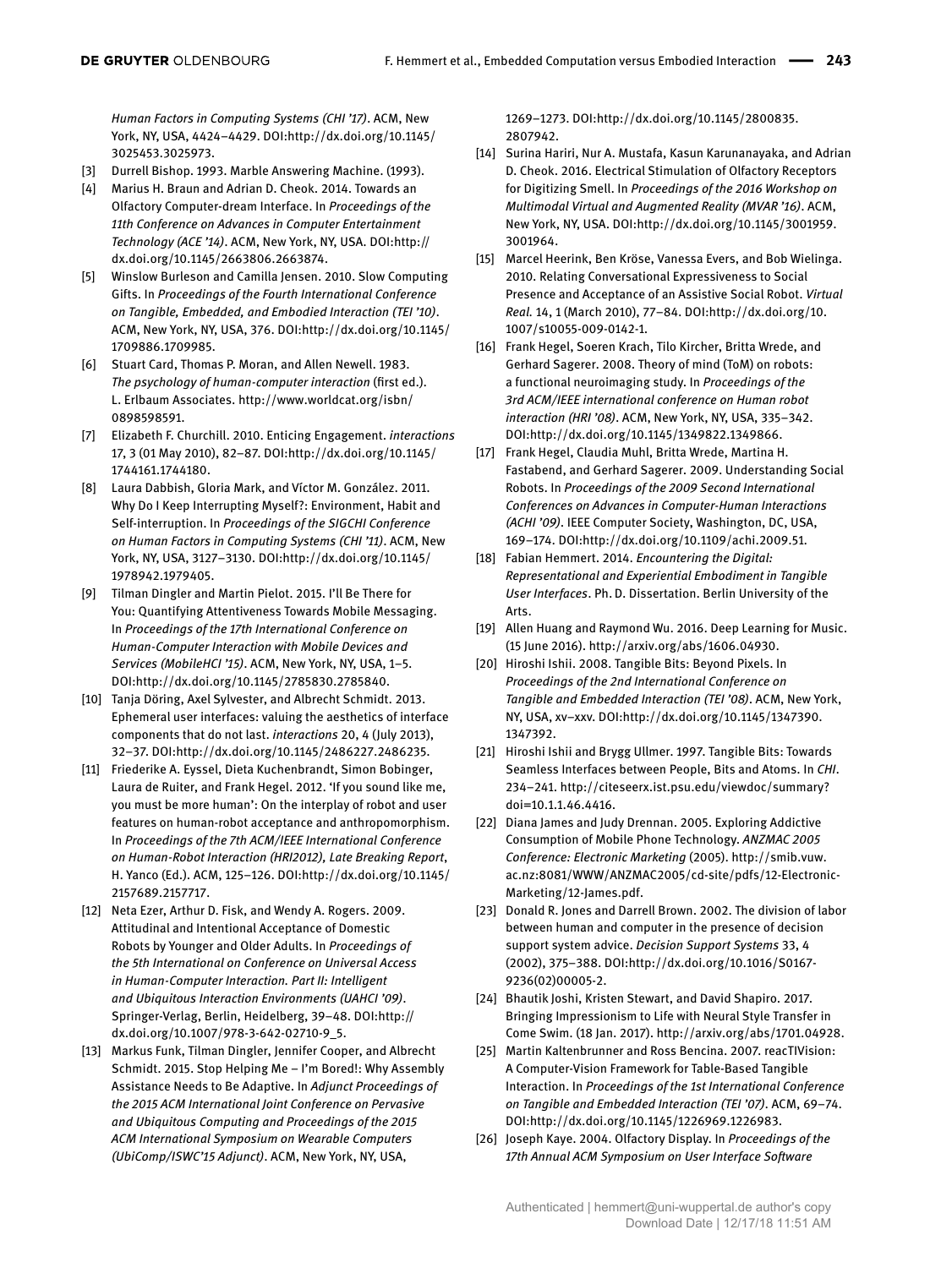*Human Factors in Computing Systems (CHI '17)*. ACM, New York, NY, USA, 4424–4429. DOI:http://dx.doi.org/10.1145/3025453.3025973.

[3] Durrell Bishop. 1993. Marble Answering Machine. (1993).

[4] Marius H. Braun and Adrian D. Cheok. 2014. Towards an Olfactory Computer-dream Interface. In *Proceedings of the 11th Conference on Advances in Computer Entertainment Technology (ACE '14)*. ACM, New York, NY, USA. DOI:http://dx.doi.org/10.1145/2663806.2663874.

[5] Winslow Burleson and Camilla Jensen. 2010. Slow Computing Gifts. In *Proceedings of the Fourth International Conference on Tangible, Embedded, and Embodied Interaction (TEI '10)*. ACM, New York, NY, USA, 376. DOI:http://dx.doi.org/10.1145/1709886.1709985.

[6] Stuart Card, Thomas P. Moran, and Allen Newell. 1983. *The psychology of human-computer interaction* (first ed.). L. Erlbaum Associates. http://www.worldcat.org/isbn/0898598591.

[7] Elizabeth F. Churchill. 2010. Enticing Engagement. *interactions* 17, 3 (01 May 2010), 82–87. DOI:http://dx.doi.org/10.1145/1744161.1744180.

[8] Laura Dabbish, Gloria Mark, and Víctor M. González. 2011. Why Do I Keep Interrupting Myself?: Environment, Habit and Self-interruption. In *Proceedings of the SIGCHI Conference on Human Factors in Computing Systems (CHI '11)*. ACM, New York, NY, USA, 3127–3130. DOI:http://dx.doi.org/10.1145/1978942.1979405.

[9] Tilman Dingler and Martin Pielot. 2015. I'll Be There for You: Quantifying Attentiveness Towards Mobile Messaging. In *Proceedings of the 17th International Conference on Human-Computer Interaction with Mobile Devices and Services (MobileHCI '15)*. ACM, New York, NY, USA, 1–5. DOI:http://dx.doi.org/10.1145/2785830.2785840.

[10] Tanja Döring, Axel Sylvester, and Albrecht Schmidt. 2013. Ephemeral user interfaces: valuing the aesthetics of interface components that do not last. *interactions* 20, 4 (July 2013), 32–37. DOI:http://dx.doi.org/10.1145/2486227.2486235.

[11] Friederike A. Eyssel, Dieta Kuchenbrandt, Simon Bobinger, Laura de Ruiter, and Frank Hegel. 2012. 'If you sound like me, you must be more human': On the interplay of robot and user features on human-robot acceptance and anthropomorphism. In *Proceedings of the 7th ACM/IEEE International Conference on Human-Robot Interaction (HRI2012), Late Breaking Report*, H. Yanco (Ed.). ACM, 125–126. DOI:http://dx.doi.org/10.1145/2157689.2157717.

[12] Neta Ezer, Arthur D. Fisk, and Wendy A. Rogers. 2009. Attitudinal and Intentional Acceptance of Domestic Robots by Younger and Older Adults. In *Proceedings of the 5th International on Conference on Universal Access in Human-Computer Interaction. Part II: Intelligent and Ubiquitous Interaction Environments (UAHCI '09)*. Springer-Verlag, Berlin, Heidelberg, 39–48. DOI:http://dx.doi.org/10.1007/978-3-642-02710-9_5.

[13] Markus Funk, Tilman Dingler, Jennifer Cooper, and Albrecht Schmidt. 2015. Stop Helping Me – I'm Bored!: Why Assembly Assistance Needs to Be Adaptive. In *Adjunct Proceedings of the 2015 ACM International Joint Conference on Pervasive and Ubiquitous Computing and Proceedings of the 2015 ACM International Symposium on Wearable Computers (UbiComp/ISWC'15 Adjunct)*. ACM, New York, NY, USA, 1269–1273. DOI:http://dx.doi.org/10.1145/2800835.2807942.

[14] Surina Hariri, Nur A. Mustafa, Kasun Karunanayaka, and Adrian D. Cheok. 2016. Electrical Stimulation of Olfactory Receptors for Digitizing Smell. In *Proceedings of the 2016 Workshop on Multimodal Virtual and Augmented Reality (MVAR '16)*. ACM, New York, NY, USA. DOI:http://dx.doi.org/10.1145/3001959.3001964.

[15] Marcel Heerink, Ben Kröse, Vanessa Evers, and Bob Wielinga. 2010. Relating Conversational Expressiveness to Social Presence and Acceptance of an Assistive Social Robot. *Virtual Real.* 14, 1 (March 2010), 77–84. DOI:http://dx.doi.org/10.1007/s10055-009-0142-1.

[16] Frank Hegel, Soeren Krach, Tilo Kircher, Britta Wrede, and Gerhard Sagerer. 2008. Theory of mind (ToM) on robots: a functional neuroimaging study. In *Proceedings of the 3rd ACM/IEEE international conference on Human robot interaction (HRI '08)*. ACM, New York, NY, USA, 335–342. DOI:http://dx.doi.org/10.1145/1349822.1349866.

[17] Frank Hegel, Claudia Muhl, Britta Wrede, Martina H. Fastabend, and Gerhard Sagerer. 2009. Understanding Social Robots. In *Proceedings of the 2009 Second International Conferences on Advances in Computer-Human Interactions (ACHI '09)*. IEEE Computer Society, Washington, DC, USA, 169–174. DOI:http://dx.doi.org/10.1109/achi.2009.51.

[18] Fabian Hemmert. 2014. *Encountering the Digital: Representational and Experiential Embodiment in Tangible User Interfaces*. Ph. D. Dissertation. Berlin University of the Arts.

[19] Allen Huang and Raymond Wu. 2016. Deep Learning for Music. (15 June 2016). http://arxiv.org/abs/1606.04930.

[20] Hiroshi Ishii. 2008. Tangible Bits: Beyond Pixels. In *Proceedings of the 2nd International Conference on Tangible and Embedded Interaction (TEI '08)*. ACM, New York, NY, USA, xv–xxv. DOI:http://dx.doi.org/10.1145/1347390.1347392.

[21] Hiroshi Ishii and Brygg Ullmer. 1997. Tangible Bits: Towards Seamless Interfaces between People, Bits and Atoms. In *CHI*. 234–241. http://citeseerx.ist.psu.edu/viewdoc/summary?doi=10.1.1.46.4416.

[22] Diana James and Judy Drennan. 2005. Exploring Addictive Consumption of Mobile Phone Technology. *ANZMAC 2005 Conference: Electronic Marketing* (2005). http://smib.vuw.ac.nz:8081/WWW/ANZMAC2005/cd-site/pdfs/12-Electronic-Marketing/12-James.pdf.

[23] Donald R. Jones and Darrell Brown. 2002. The division of labor between human and computer in the presence of decision support system advice. *Decision Support Systems* 33, 4 (2002), 375–388. DOI:http://dx.doi.org/10.1016/S0167-9236(02)00005-2.

[24] Bhautik Joshi, Kristen Stewart, and David Shapiro. 2017. Bringing Impressionism to Life with Neural Style Transfer in Come Swim. (18 Jan. 2017). http://arxiv.org/abs/1701.04928.

[25] Martin Kaltenbrunner and Ross Bencina. 2007. reacTIVision: A Computer-Vision Framework for Table-Based Tangible Interaction. In *Proceedings of the 1st International Conference on Tangible and Embedded Interaction (TEI '07)*. ACM, 69–74. DOI:http://dx.doi.org/10.1145/1226969.1226983.

[26] Joseph Kaye. 2004. Olfactory Display. In *Proceedings of the 17th Annual ACM Symposium on User Interface Software*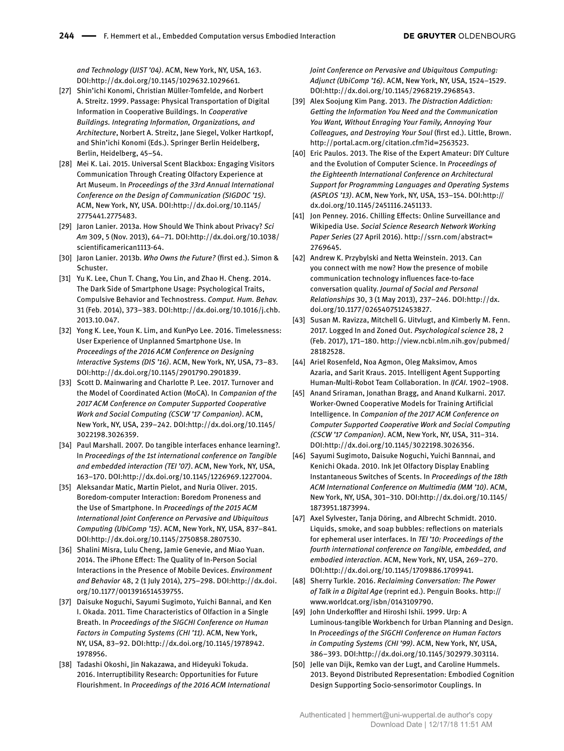*and Technology (UIST '04)*. ACM, New York, NY, USA, 163. DOI:http://dx.doi.org/10.1145/1029632.1029661.

[27] Shin'ichi Konomi, Christian Müller-Tomfelde, and Norbert A. Streitz. 1999. Passage: Physical Transportation of Digital Information in Cooperative Buildings. In *Cooperative Buildings. Integrating Information, Organizations, and Architecture*, Norbert A. Streitz, Jane Siegel, Volker Hartkopf, and Shin'ichi Konomi (Eds.). Springer Berlin Heidelberg, Berlin, Heidelberg, 45–54.

[28] Mei K. Lai. 2015. Universal Scent Blackbox: Engaging Visitors Communication Through Creating Olfactory Experience at Art Museum. In *Proceedings of the 33rd Annual International Conference on the Design of Communication (SIGDOC '15)*. ACM, New York, NY, USA. DOI:http://dx.doi.org/10.1145/2775441.2775483.

[29] Jaron Lanier. 2013a. How Should We Think about Privacy? *Sci Am* 309, 5 (Nov. 2013), 64–71. DOI:http://dx.doi.org/10.1038/scientificamerican1113-64.

[30] Jaron Lanier. 2013b. *Who Owns the Future?* (first ed.). Simon & Schuster.

[31] Yu K. Lee, Chun T. Chang, You Lin, and Zhao H. Cheng. 2014. The Dark Side of Smartphone Usage: Psychological Traits, Compulsive Behavior and Technostress. *Comput. Hum. Behav.* 31 (Feb. 2014), 373–383. DOI:http://dx.doi.org/10.1016/j.chb.2013.10.047.

[32] Yong K. Lee, Youn K. Lim, and KunPyo Lee. 2016. Timelessness: User Experience of Unplanned Smartphone Use. In *Proceedings of the 2016 ACM Conference on Designing Interactive Systems (DIS '16)*. ACM, New York, NY, USA, 73–83. DOI:http://dx.doi.org/10.1145/2901790.2901839.

[33] Scott D. Mainwaring and Charlotte P. Lee. 2017. Turnover and the Model of Coordinated Action (MoCA). In *Companion of the 2017 ACM Conference on Computer Supported Cooperative Work and Social Computing (CSCW '17 Companion)*. ACM, New York, NY, USA, 239–242. DOI:http://dx.doi.org/10.1145/3022198.3026359.

[34] Paul Marshall. 2007. Do tangible interfaces enhance learning?. In *Proceedings of the 1st international conference on Tangible and embedded interaction (TEI '07)*. ACM, New York, NY, USA, 163–170. DOI:http://dx.doi.org/10.1145/1226969.1227004.

[35] Aleksandar Matic, Martin Pielot, and Nuria Oliver. 2015. Boredom-computer Interaction: Boredom Proneness and the Use of Smartphone. In *Proceedings of the 2015 ACM International Joint Conference on Pervasive and Ubiquitous Computing (UbiComp '15)*. ACM, New York, NY, USA, 837–841. DOI:http://dx.doi.org/10.1145/2750858.2807530.

[36] Shalini Misra, Lulu Cheng, Jamie Genevie, and Miao Yuan. 2014. The iPhone Effect: The Quality of In-Person Social Interactions in the Presence of Mobile Devices. *Environment and Behavior* 48, 2 (1 July 2014), 275–298. DOI:http://dx.doi.org/10.1177/0013916514539755.

[37] Daisuke Noguchi, Sayumi Sugimoto, Yuichi Bannai, and Ken I. Okada. 2011. Time Characteristics of Olfaction in a Single Breath. In *Proceedings of the SIGCHI Conference on Human Factors in Computing Systems (CHI '11)*. ACM, New York, NY, USA, 83–92. DOI:http://dx.doi.org/10.1145/1978942.1978956.

[38] Tadashi Okoshi, Jin Nakazawa, and Hideyuki Tokuda. 2016. Interruptibility Research: Opportunities for Future Flourishment. In *Proceedings of the 2016 ACM International Joint Conference on Pervasive and Ubiquitous Computing: Adjunct (UbiComp '16)*. ACM, New York, NY, USA, 1524–1529. DOI:http://dx.doi.org/10.1145/2968219.2968543.

[39] Alex Soojung Kim Pang. 2013. *The Distraction Addiction: Getting the Information You Need and the Communication You Want, Without Enraging Your Family, Annoying Your Colleagues, and Destroying Your Soul* (first ed.). Little, Brown. http://portal.acm.org/citation.cfm?id=2563523.

[40] Eric Paulos. 2013. The Rise of the Expert Amateur: DIY Culture and the Evolution of Computer Science. In *Proceedings of the Eighteenth International Conference on Architectural Support for Programming Languages and Operating Systems (ASPLOS '13)*. ACM, New York, NY, USA, 153–154. DOI:http://dx.doi.org/10.1145/2451116.2451133.

[41] Jon Penney. 2016. Chilling Effects: Online Surveillance and Wikipedia Use. *Social Science Research Network Working Paper Series* (27 April 2016). http://ssrn.com/abstract=2769645.

[42] Andrew K. Przybylski and Netta Weinstein. 2013. Can you connect with me now? How the presence of mobile communication technology influences face-to-face conversation quality. *Journal of Social and Personal Relationships* 30, 3 (1 May 2013), 237–246. DOI:http://dx.doi.org/10.1177/0265407512453827.

[43] Susan M. Ravizza, Mitchell G. Uitvlugt, and Kimberly M. Fenn. 2017. Logged In and Zoned Out. *Psychological science* 28, 2 (Feb. 2017), 171–180. http://view.ncbi.nlm.nih.gov/pubmed/28182528.

[44] Ariel Rosenfeld, Noa Agmon, Oleg Maksimov, Amos Azaria, and Sarit Kraus. 2015. Intelligent Agent Supporting Human-Multi-Robot Team Collaboration. In *IJCAI*. 1902–1908.

[45] Anand Sriraman, Jonathan Bragg, and Anand Kulkarni. 2017. Worker-Owned Cooperative Models for Training Artificial Intelligence. In *Companion of the 2017 ACM Conference on Computer Supported Cooperative Work and Social Computing (CSCW '17 Companion)*. ACM, New York, NY, USA, 311–314. DOI:http://dx.doi.org/10.1145/3022198.3026356.

[46] Sayumi Sugimoto, Daisuke Noguchi, Yuichi Bannnai, and Kenichi Okada. 2010. Ink Jet Olfactory Display Enabling Instantaneous Switches of Scents. In *Proceedings of the 18th ACM International Conference on Multimedia (MM '10)*. ACM, New York, NY, USA, 301–310. DOI:http://dx.doi.org/10.1145/1873951.1873994.

[47] Axel Sylvester, Tanja Döring, and Albrecht Schmidt. 2010. Liquids, smoke, and soap bubbles: reflections on materials for ephemeral user interfaces. In *TEI '10: Proceedings of the fourth international conference on Tangible, embedded, and embodied interaction*. ACM, New York, NY, USA, 269–270. DOI:http://dx.doi.org/10.1145/1709886.1709941.

[48] Sherry Turkle. 2016. *Reclaiming Conversation: The Power of Talk in a Digital Age* (reprint ed.). Penguin Books. http://www.worldcat.org/isbn/0143109790.

[49] John Underkoffler and Hiroshi Ishii. 1999. Urp: A Luminous-tangible Workbench for Urban Planning and Design. In *Proceedings of the SIGCHI Conference on Human Factors in Computing Systems (CHI '99)*. ACM, New York, NY, USA, 386–393. DOI:http://dx.doi.org/10.1145/302979.303114.

[50] Jelle van Dijk, Remko van der Lugt, and Caroline Hummels. 2013. Beyond Distributed Representation: Embodied Cognition Design Supporting Socio-sensorimotor Couplings. In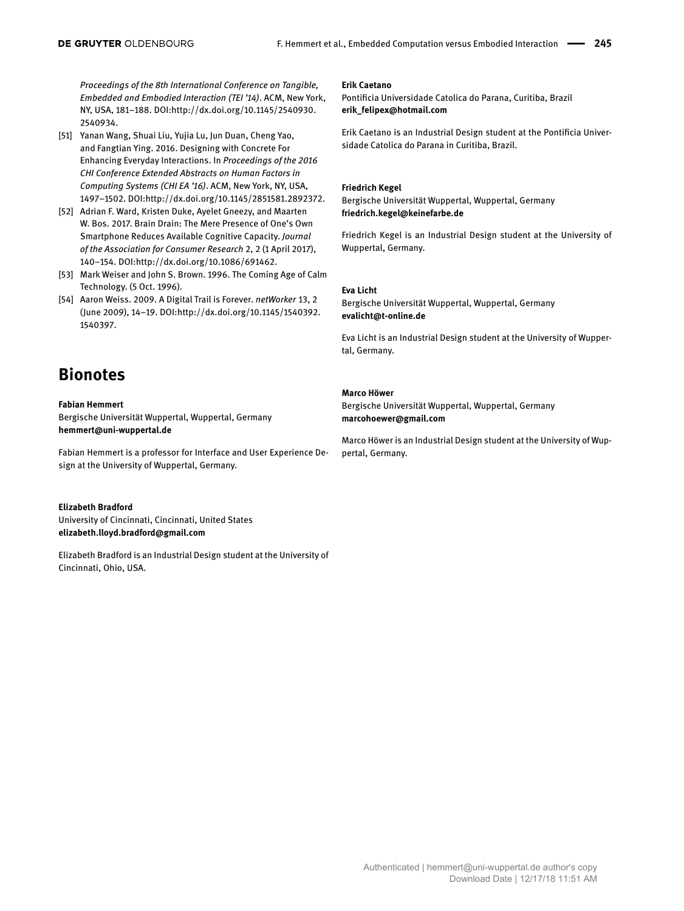*Proceedings of the 8th International Conference on Tangible, Embedded and Embodied Interaction (TEI '14)*. ACM, New York, NY, USA, 181–188. DOI:http://dx.doi.org/10.1145/2540930.2540934.

[51] Yanan Wang, Shuai Liu, Yujia Lu, Jun Duan, Cheng Yao, and Fangtian Ying. 2016. Designing with Concrete For Enhancing Everyday Interactions. In *Proceedings of the 2016 CHI Conference Extended Abstracts on Human Factors in Computing Systems (CHI EA '16)*. ACM, New York, NY, USA, 1497–1502. DOI:http://dx.doi.org/10.1145/2851581.2892372.

[52] Adrian F. Ward, Kristen Duke, Ayelet Gneezy, and Maarten W. Bos. 2017. Brain Drain: The Mere Presence of One's Own Smartphone Reduces Available Cognitive Capacity. *Journal of the Association for Consumer Research* 2, 2 (1 April 2017), 140–154. DOI:http://dx.doi.org/10.1086/691462.

[53] Mark Weiser and John S. Brown. 1996. The Coming Age of Calm Technology. (5 Oct. 1996).

[54] Aaron Weiss. 2009. A Digital Trail is Forever. *netWorker* 13, 2 (June 2009), 14–19. DOI:http://dx.doi.org/10.1145/1540392.1540397.

## Bionotes

**Fabian Hemmert**
Bergische Universität Wuppertal, Wuppertal, Germany
**hemmert@uni-wuppertal.de**

Fabian Hemmert is a professor for Interface and User Experience Design at the University of Wuppertal, Germany.

**Elizabeth Bradford**
University of Cincinnati, Cincinnati, United States
**elizabeth.lloyd.bradford@gmail.com**

Elizabeth Bradford is an Industrial Design student at the University of Cincinnati, Ohio, USA.

**Erik Caetano**
Pontificia Universidade Catolica do Parana, Curitiba, Brazil
**erik_felipex@hotmail.com**

Erik Caetano is an Industrial Design student at the Pontificia Universidade Catolica do Parana in Curitiba, Brazil.

**Friedrich Kegel**
Bergische Universität Wuppertal, Wuppertal, Germany
**friedrich.kegel@keinefarbe.de**

Friedrich Kegel is an Industrial Design student at the University of Wuppertal, Germany.

**Eva Licht**
Bergische Universität Wuppertal, Wuppertal, Germany
**evalicht@t-online.de**

Eva Licht is an Industrial Design student at the University of Wuppertal, Germany.

**Marco Höwer**
Bergische Universität Wuppertal, Wuppertal, Germany
**marcohoewer@gmail.com**

Marco Höwer is an Industrial Design student at the University of Wuppertal, Germany.